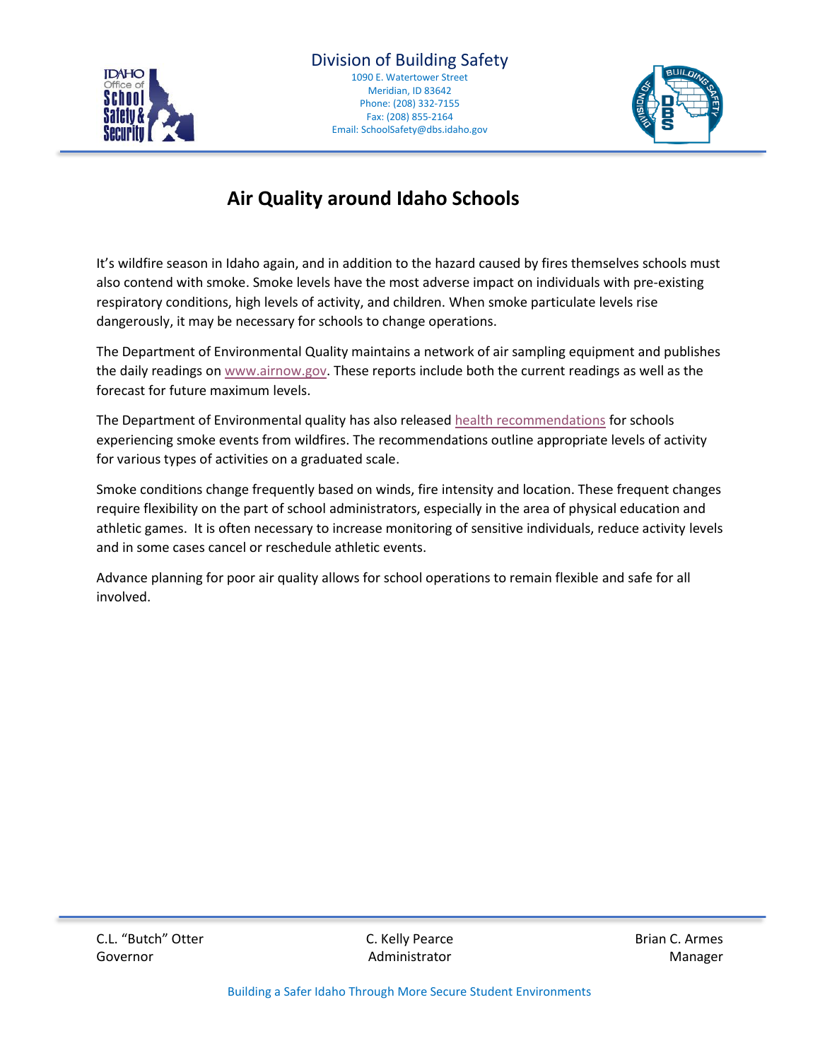Division of Building Safety

1090 E. Watertower Street
Meridian, ID 83642
Phone: (208) 332-7155
Fax: (208) 855-2164
Email: SchoolSafety@dbs.idaho.gov

# Air Quality around Idaho Schools

It's wildfire season in Idaho again, and in addition to the hazard caused by fires themselves schools must also contend with smoke. Smoke levels have the most adverse impact on individuals with pre-existing respiratory conditions, high levels of activity, and children. When smoke particulate levels rise dangerously, it may be necessary for schools to change operations.

The Department of Environmental Quality maintains a network of air sampling equipment and publishes the daily readings on www.airnow.gov. These reports include both the current readings as well as the forecast for future maximum levels.

The Department of Environmental quality has also released health recommendations for schools experiencing smoke events from wildfires. The recommendations outline appropriate levels of activity for various types of activities on a graduated scale.

Smoke conditions change frequently based on winds, fire intensity and location. These frequent changes require flexibility on the part of school administrators, especially in the area of physical education and athletic games. It is often necessary to increase monitoring of sensitive individuals, reduce activity levels and in some cases cancel or reschedule athletic events.

Advance planning for poor air quality allows for school operations to remain flexible and safe for all involved.

C.L. "Butch" Otter
Governor

C. Kelly Pearce
Administrator

Brian C. Armes
Manager

Building a Safer Idaho Through More Secure Student Environments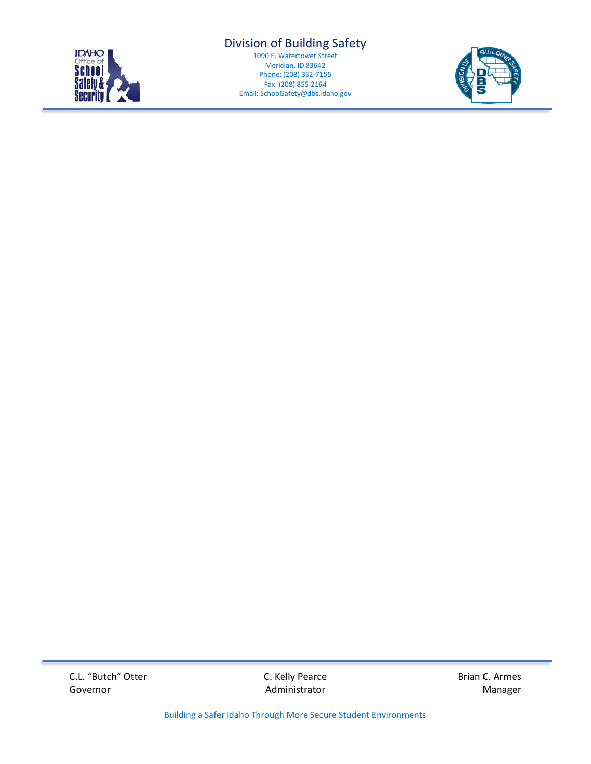# Division of Building Safety

1090 E. Watertower Street
Meridian, ID 83642
Phone: (208) 332-7155
Fax: (208) 855-2164
Email: SchoolSafety@dbs.idaho.gov

| | | |
|---|---|---|
| C.L. "Butch" Otter | C. Kelly Pearce | Brian C. Armes |
| Governor | Administrator | Manager |

Building a Safer Idaho Through More Secure Student Environments